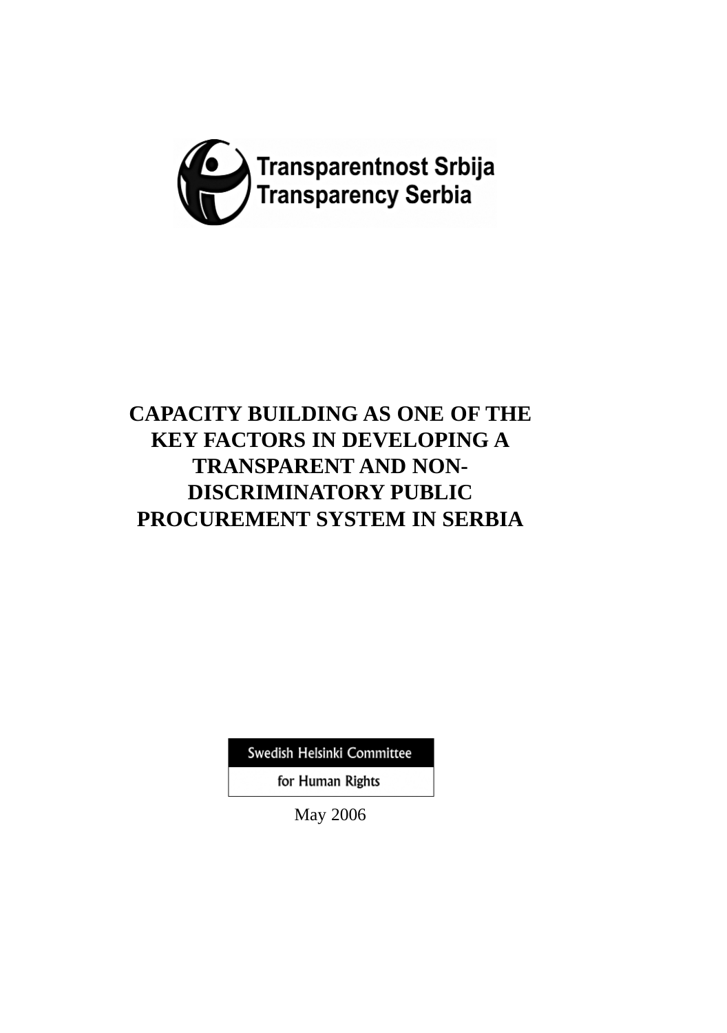Transparentnost Srbija
Transparency Serbia

# CAPACITY BUILDING AS ONE OF THE KEY FACTORS IN DEVELOPING A TRANSPARENT AND NON-DISCRIMINATORY PUBLIC PROCUREMENT SYSTEM IN SERBIA

Swedish Helsinki Committee
for Human Rights

May 2006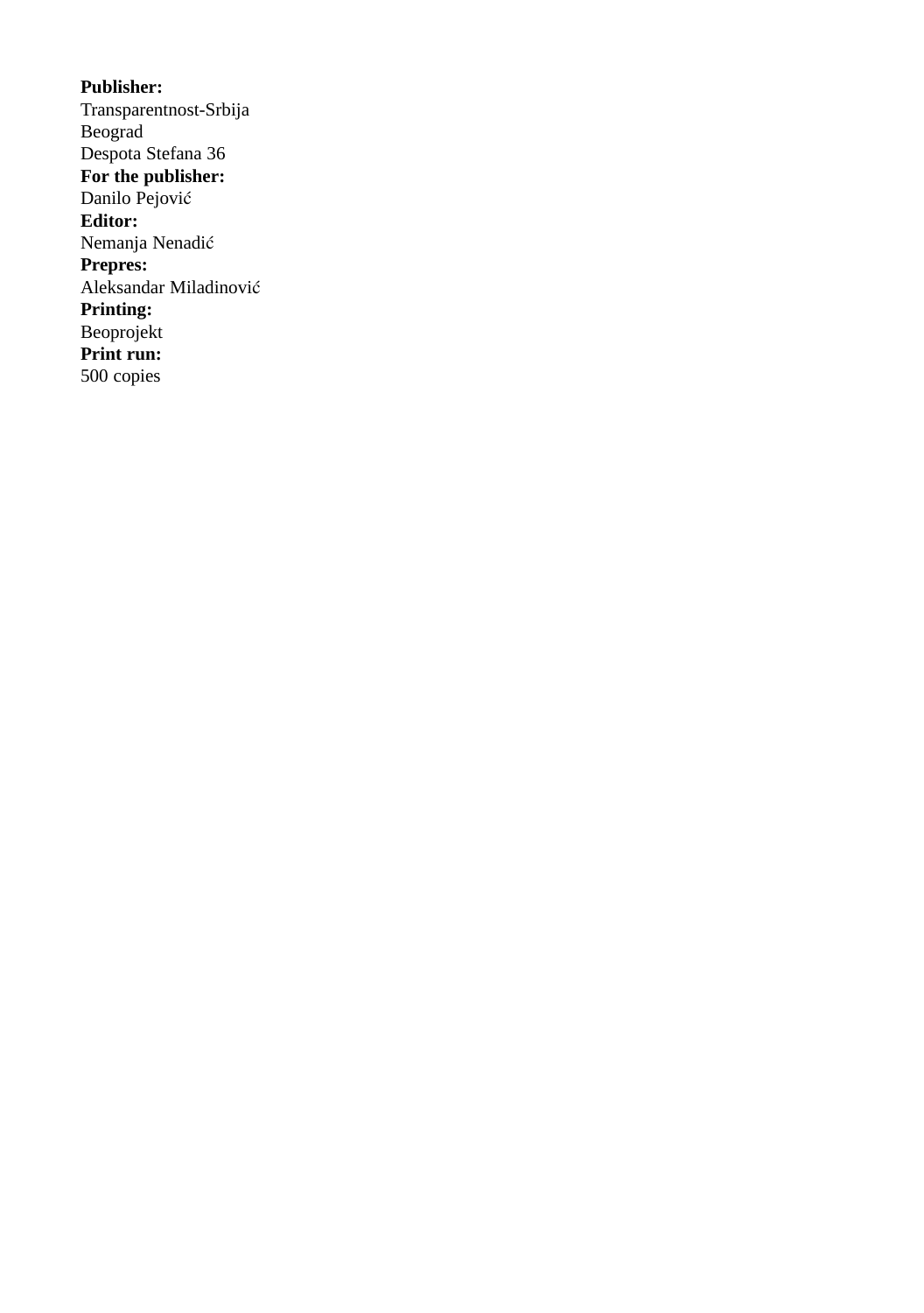**Publisher:**
Transparentnost-Srbija
Beograd
Despota Stefana 36
**For the publisher:**
Danilo Pejović
**Editor:**
Nemanja Nenadić
**Prepres:**
Aleksandar Miladinović
**Printing:**
Beoprojekt
**Print run:**
500 copies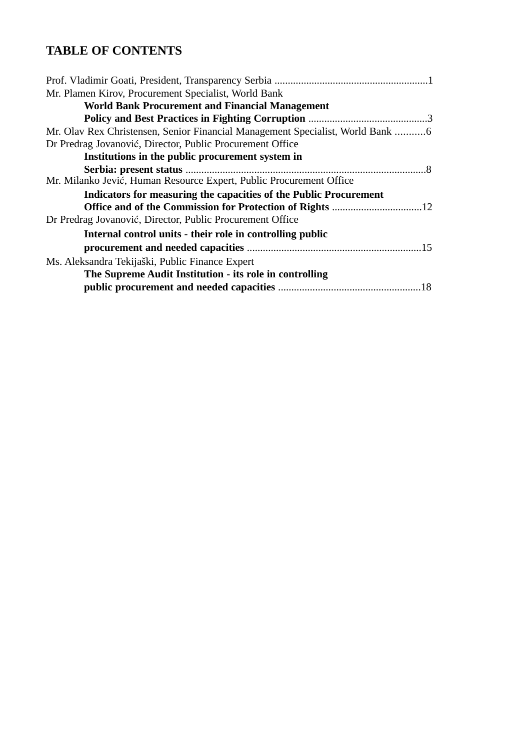# TABLE OF CONTENTS

Prof. Vladimir Goati, President, Transparency Serbia ..........................................................1

Mr. Plamen Kirov, Procurement Specialist, World Bank

**World Bank Procurement and Financial Management Policy and Best Practices in Fighting Corruption** .............................................3

Mr. Olav Rex Christensen, Senior Financial Management Specialist, World Bank ...........6

Dr Predrag Jovanović, Director, Public Procurement Office

**Institutions in the public procurement system in Serbia: present status** ..........................................................................................8

Mr. Milanko Jević, Human Resource Expert, Public Procurement Office

**Indicators for measuring the capacities of the Public Procurement Office and of the Commission for Protection of Rights** ..................................12

Dr Predrag Jovanović, Director, Public Procurement Office

**Internal control units - their role in controlling public procurement and needed capacities** ..................................................................15

Ms. Aleksandra Tekijaški, Public Finance Expert

**The Supreme Audit Institution - its role in controlling public procurement and needed capacities** ......................................................18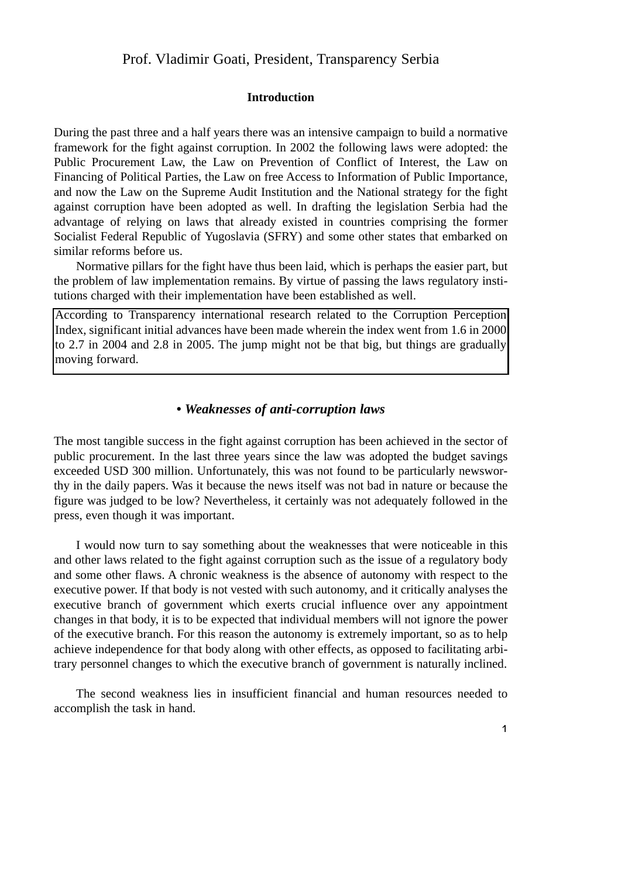Prof. Vladimir Goati, President, Transparency Serbia

## Introduction

During the past three and a half years there was an intensive campaign to build a normative framework for the fight against corruption. In 2002 the following laws were adopted: the Public Procurement Law, the Law on Prevention of Conflict of Interest, the Law on Financing of Political Parties, the Law on free Access to Information of Public Importance, and now the Law on the Supreme Audit Institution and the National strategy for the fight against corruption have been adopted as well. In drafting the legislation Serbia had the advantage of relying on laws that already existed in countries comprising the former Socialist Federal Republic of Yugoslavia (SFRY) and some other states that embarked on similar reforms before us.

Normative pillars for the fight have thus been laid, which is perhaps the easier part, but the problem of law implementation remains. By virtue of passing the laws regulatory institutions charged with their implementation have been established as well.

According to Transparency international research related to the Corruption Perception Index, significant initial advances have been made wherein the index went from 1.6 in 2000 to 2.7 in 2004 and 2.8 in 2005. The jump might not be that big, but things are gradually moving forward.

## • *Weaknesses of anti-corruption laws*

The most tangible success in the fight against corruption has been achieved in the sector of public procurement. In the last three years since the law was adopted the budget savings exceeded USD 300 million. Unfortunately, this was not found to be particularly newsworthy in the daily papers. Was it because the news itself was not bad in nature or because the figure was judged to be low? Nevertheless, it certainly was not adequately followed in the press, even though it was important.

I would now turn to say something about the weaknesses that were noticeable in this and other laws related to the fight against corruption such as the issue of a regulatory body and some other flaws. A chronic weakness is the absence of autonomy with respect to the executive power. If that body is not vested with such autonomy, and it critically analyses the executive branch of government which exerts crucial influence over any appointment changes in that body, it is to be expected that individual members will not ignore the power of the executive branch. For this reason the autonomy is extremely important, so as to help achieve independence for that body along with other effects, as opposed to facilitating arbitrary personnel changes to which the executive branch of government is naturally inclined.

The second weakness lies in insufficient financial and human resources needed to accomplish the task in hand.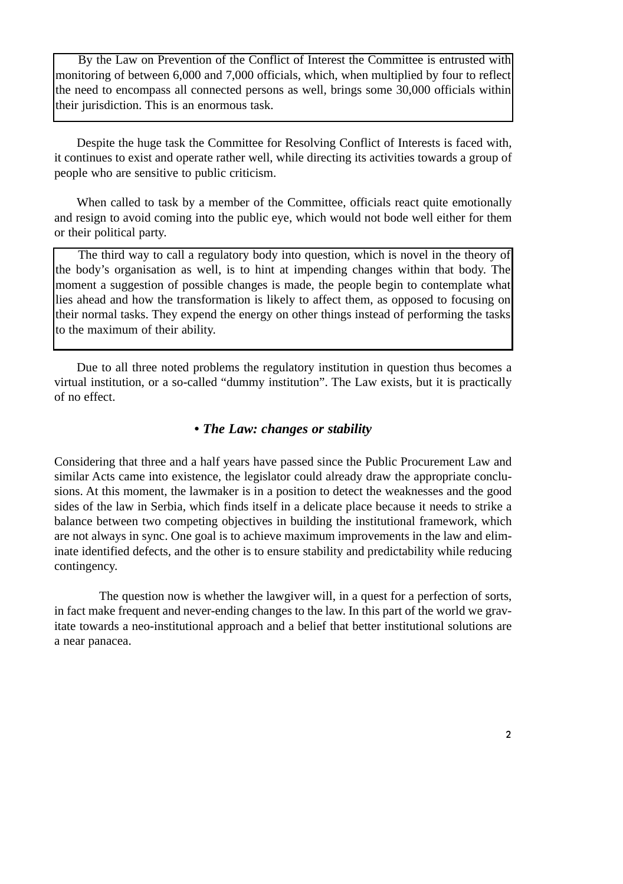By the Law on Prevention of the Conflict of Interest the Committee is entrusted with monitoring of between 6,000 and 7,000 officials, which, when multiplied by four to reflect the need to encompass all connected persons as well, brings some 30,000 officials within their jurisdiction. This is an enormous task.

Despite the huge task the Committee for Resolving Conflict of Interests is faced with, it continues to exist and operate rather well, while directing its activities towards a group of people who are sensitive to public criticism.

When called to task by a member of the Committee, officials react quite emotionally and resign to avoid coming into the public eye, which would not bode well either for them or their political party.

The third way to call a regulatory body into question, which is novel in the theory of the body's organisation as well, is to hint at impending changes within that body. The moment a suggestion of possible changes is made, the people begin to contemplate what lies ahead and how the transformation is likely to affect them, as opposed to focusing on their normal tasks. They expend the energy on other things instead of performing the tasks to the maximum of their ability.

Due to all three noted problems the regulatory institution in question thus becomes a virtual institution, or a so-called "dummy institution". The Law exists, but it is practically of no effect.

### • *The Law: changes or stability*

Considering that three and a half years have passed since the Public Procurement Law and similar Acts came into existence, the legislator could already draw the appropriate conclusions. At this moment, the lawmaker is in a position to detect the weaknesses and the good sides of the law in Serbia, which finds itself in a delicate place because it needs to strike a balance between two competing objectives in building the institutional framework, which are not always in sync. One goal is to achieve maximum improvements in the law and eliminate identified defects, and the other is to ensure stability and predictability while reducing contingency.

The question now is whether the lawgiver will, in a quest for a perfection of sorts, in fact make frequent and never-ending changes to the law. In this part of the world we gravitate towards a neo-institutional approach and a belief that better institutional solutions are a near panacea.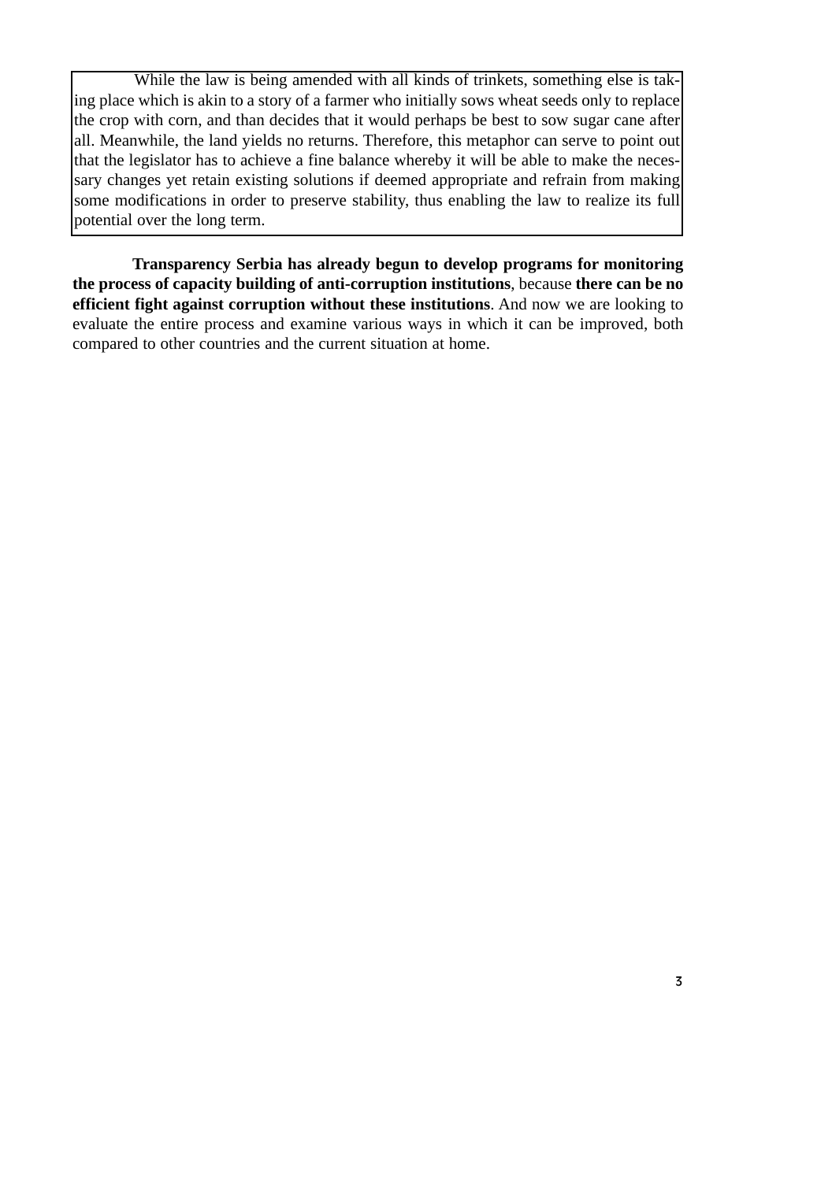While the law is being amended with all kinds of trinkets, something else is taking place which is akin to a story of a farmer who initially sows wheat seeds only to replace the crop with corn, and than decides that it would perhaps be best to sow sugar cane after all. Meanwhile, the land yields no returns. Therefore, this metaphor can serve to point out that the legislator has to achieve a fine balance whereby it will be able to make the necessary changes yet retain existing solutions if deemed appropriate and refrain from making some modifications in order to preserve stability, thus enabling the law to realize its full potential over the long term.

**Transparency Serbia has already begun to develop programs for monitoring the process of capacity building of anti-corruption institutions**, because **there can be no efficient fight against corruption without these institutions**. And now we are looking to evaluate the entire process and examine various ways in which it can be improved, both compared to other countries and the current situation at home.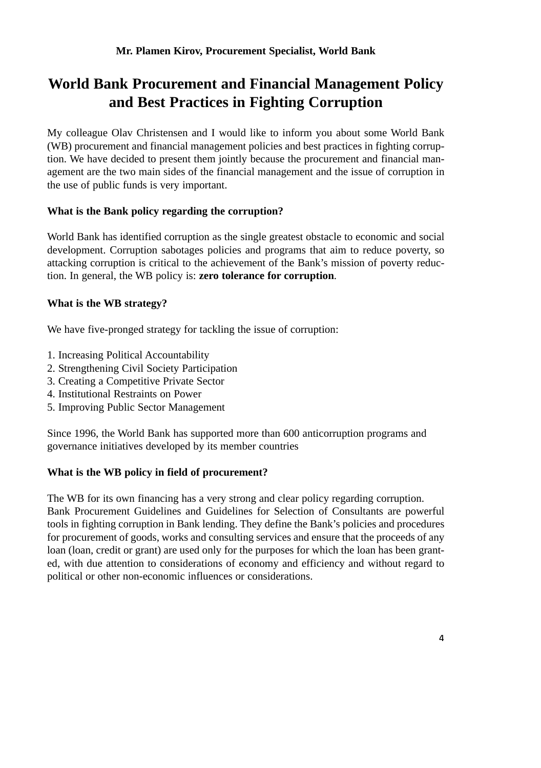**Mr. Plamen Kirov, Procurement Specialist, World Bank**

# World Bank Procurement and Financial Management Policy and Best Practices in Fighting Corruption

My colleague Olav Christensen and I would like to inform you about some World Bank (WB) procurement and financial management policies and best practices in fighting corruption. We have decided to present them jointly because the procurement and financial management are the two main sides of the financial management and the issue of corruption in the use of public funds is very important.

**What is the Bank policy regarding the corruption?**

World Bank has identified corruption as the single greatest obstacle to economic and social development. Corruption sabotages policies and programs that aim to reduce poverty, so attacking corruption is critical to the achievement of the Bank's mission of poverty reduction. In general, the WB policy is: **zero tolerance for corruption**.

**What is the WB strategy?**

We have five-pronged strategy for tackling the issue of corruption:

1. Increasing Political Accountability
2. Strengthening Civil Society Participation
3. Creating a Competitive Private Sector
4. Institutional Restraints on Power
5. Improving Public Sector Management

Since 1996, the World Bank has supported more than 600 anticorruption programs and governance initiatives developed by its member countries

**What is the WB policy in field of procurement?**

The WB for its own financing has a very strong and clear policy regarding corruption. Bank Procurement Guidelines and Guidelines for Selection of Consultants are powerful tools in fighting corruption in Bank lending. They define the Bank's policies and procedures for procurement of goods, works and consulting services and ensure that the proceeds of any loan (loan, credit or grant) are used only for the purposes for which the loan has been granted, with due attention to considerations of economy and efficiency and without regard to political or other non-economic influences or considerations.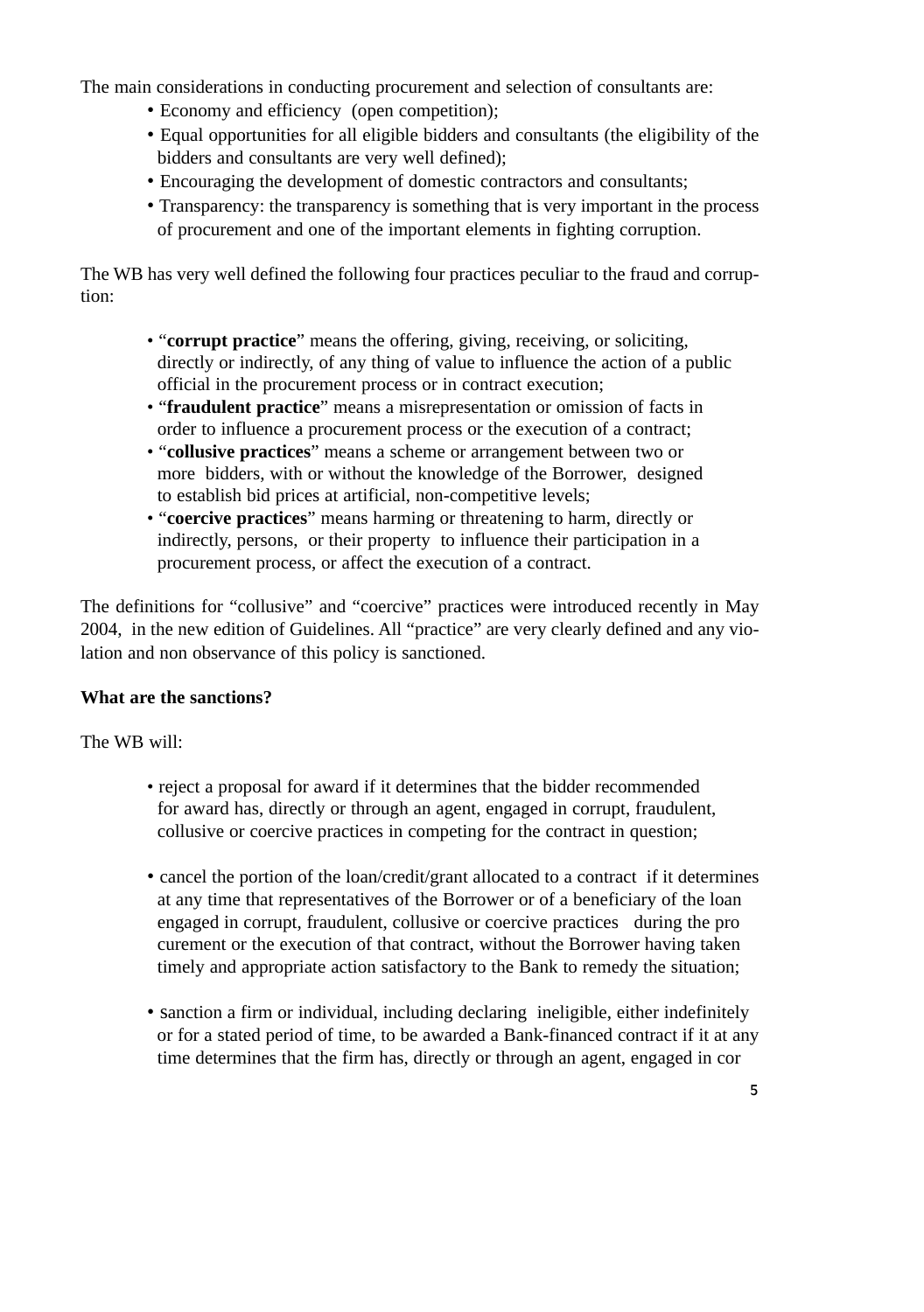The main considerations in conducting procurement and selection of consultants are:

- Economy and efficiency (open competition);
- Equal opportunities for all eligible bidders and consultants (the eligibility of the bidders and consultants are very well defined);
- Encouraging the development of domestic contractors and consultants;
- Transparency: the transparency is something that is very important in the process of procurement and one of the important elements in fighting corruption.

The WB has very well defined the following four practices peculiar to the fraud and corruption:

- "**corrupt practice**" means the offering, giving, receiving, or soliciting, directly or indirectly, of any thing of value to influence the action of a public official in the procurement process or in contract execution;
- "**fraudulent practice**" means a misrepresentation or omission of facts in order to influence a procurement process or the execution of a contract;
- "**collusive practices**" means a scheme or arrangement between two or more bidders, with or without the knowledge of the Borrower, designed to establish bid prices at artificial, non-competitive levels;
- "**coercive practices**" means harming or threatening to harm, directly or indirectly, persons, or their property to influence their participation in a procurement process, or affect the execution of a contract.

The definitions for "collusive" and "coercive" practices were introduced recently in May 2004, in the new edition of Guidelines. All "practice" are very clearly defined and any violation and non observance of this policy is sanctioned.

**What are the sanctions?**

The WB will:

- reject a proposal for award if it determines that the bidder recommended for award has, directly or through an agent, engaged in corrupt, fraudulent, collusive or coercive practices in competing for the contract in question;

- cancel the portion of the loan/credit/grant allocated to a contract if it determines at any time that representatives of the Borrower or of a beneficiary of the loan engaged in corrupt, fraudulent, collusive or coercive practices during the procurement or the execution of that contract, without the Borrower having taken timely and appropriate action satisfactory to the Bank to remedy the situation;

- sanction a firm or individual, including declaring ineligible, either indefinitely or for a stated period of time, to be awarded a Bank-financed contract if it at any time determines that the firm has, directly or through an agent, engaged in cor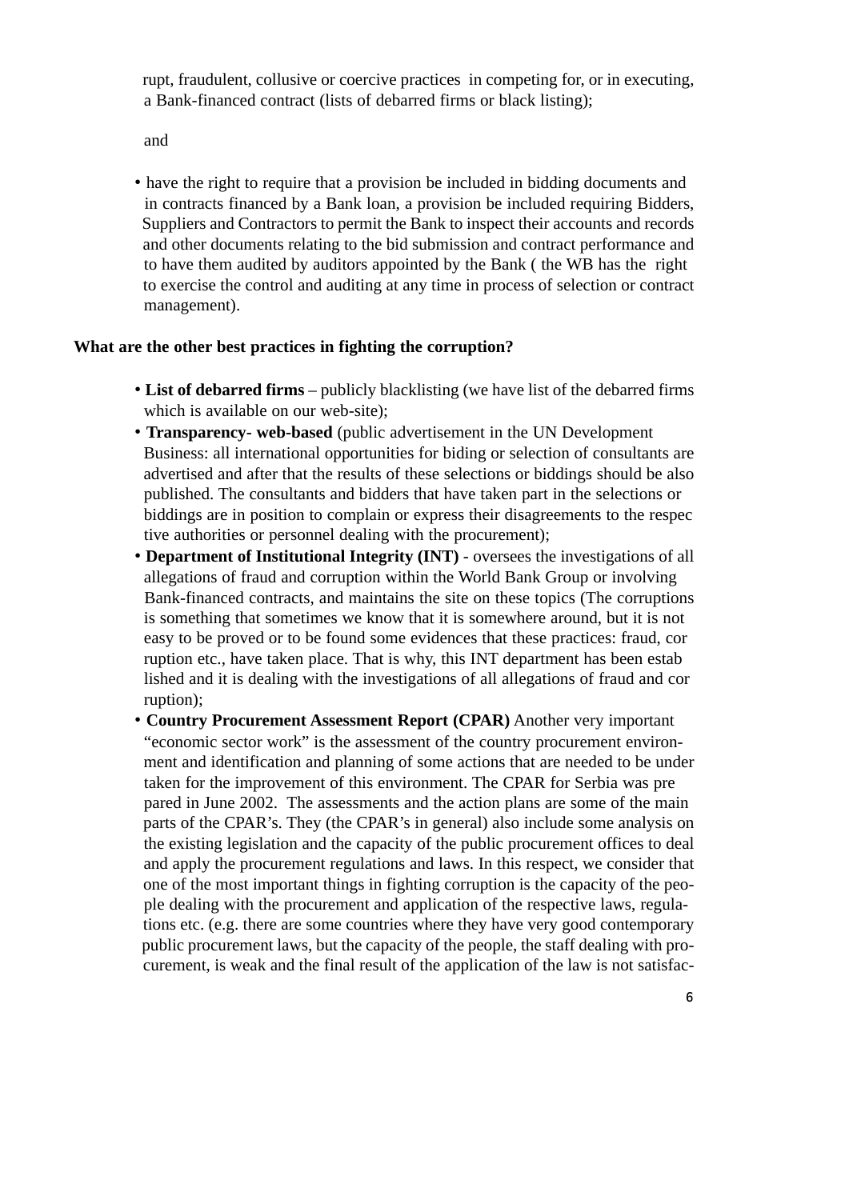rupt, fraudulent, collusive or coercive practices in competing for, or in executing, a Bank-financed contract (lists of debarred firms or black listing);

and

- have the right to require that a provision be included in bidding documents and in contracts financed by a Bank loan, a provision be included requiring Bidders, Suppliers and Contractors to permit the Bank to inspect their accounts and records and other documents relating to the bid submission and contract performance and to have them audited by auditors appointed by the Bank ( the WB has the right to exercise the control and auditing at any time in process of selection or contract management).

**What are the other best practices in fighting the corruption?**

- **List of debarred firms** – publicly blacklisting (we have list of the debarred firms which is available on our web-site);
- **Transparency- web-based** (public advertisement in the UN Development Business: all international opportunities for biding or selection of consultants are advertised and after that the results of these selections or biddings should be also published. The consultants and bidders that have taken part in the selections or biddings are in position to complain or express their disagreements to the respective authorities or personnel dealing with the procurement);
- **Department of Institutional Integrity (INT)** - oversees the investigations of all allegations of fraud and corruption within the World Bank Group or involving Bank-financed contracts, and maintains the site on these topics (The corruptions is something that sometimes we know that it is somewhere around, but it is not easy to be proved or to be found some evidences that these practices: fraud, corruption etc., have taken place. That is why, this INT department has been established and it is dealing with the investigations of all allegations of fraud and corruption);
- **Country Procurement Assessment Report (CPAR)** Another very important "economic sector work" is the assessment of the country procurement environment and identification and planning of some actions that are needed to be undertaken for the improvement of this environment. The CPAR for Serbia was prepared in June 2002. The assessments and the action plans are some of the main parts of the CPAR's. They (the CPAR's in general) also include some analysis on the existing legislation and the capacity of the public procurement offices to deal and apply the procurement regulations and laws. In this respect, we consider that one of the most important things in fighting corruption is the capacity of the people dealing with the procurement and application of the respective laws, regulations etc. (e.g. there are some countries where they have very good contemporary public procurement laws, but the capacity of the people, the staff dealing with procurement, is weak and the final result of the application of the law is not satisfac-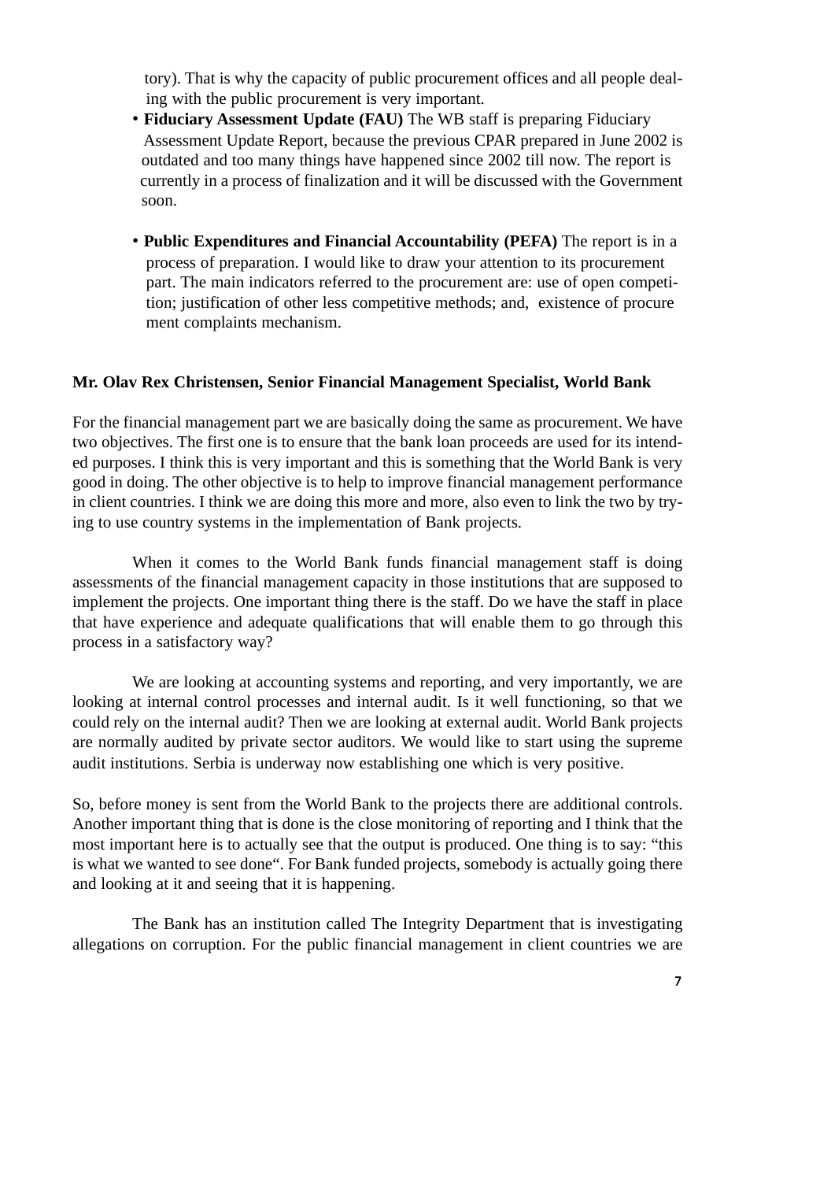tory). That is why the capacity of public procurement offices and all people dealing with the public procurement is very important.

- **Fiduciary Assessment Update (FAU)** The WB staff is preparing Fiduciary Assessment Update Report, because the previous CPAR prepared in June 2002 is outdated and too many things have happened since 2002 till now. The report is currently in a process of finalization and it will be discussed with the Government soon.

- **Public Expenditures and Financial Accountability (PEFA)** The report is in a process of preparation. I would like to draw your attention to its procurement part. The main indicators referred to the procurement are: use of open competition; justification of other less competitive methods; and, existence of procurement complaints mechanism.

**Mr. Olav Rex Christensen, Senior Financial Management Specialist, World Bank**

For the financial management part we are basically doing the same as procurement. We have two objectives. The first one is to ensure that the bank loan proceeds are used for its intended purposes. I think this is very important and this is something that the World Bank is very good in doing. The other objective is to help to improve financial management performance in client countries. I think we are doing this more and more, also even to link the two by trying to use country systems in the implementation of Bank projects.

When it comes to the World Bank funds financial management staff is doing assessments of the financial management capacity in those institutions that are supposed to implement the projects. One important thing there is the staff. Do we have the staff in place that have experience and adequate qualifications that will enable them to go through this process in a satisfactory way?

We are looking at accounting systems and reporting, and very importantly, we are looking at internal control processes and internal audit. Is it well functioning, so that we could rely on the internal audit? Then we are looking at external audit. World Bank projects are normally audited by private sector auditors. We would like to start using the supreme audit institutions. Serbia is underway now establishing one which is very positive.

So, before money is sent from the World Bank to the projects there are additional controls. Another important thing that is done is the close monitoring of reporting and I think that the most important here is to actually see that the output is produced. One thing is to say: "this is what we wanted to see done". For Bank funded projects, somebody is actually going there and looking at it and seeing that it is happening.

The Bank has an institution called The Integrity Department that is investigating allegations on corruption. For the public financial management in client countries we are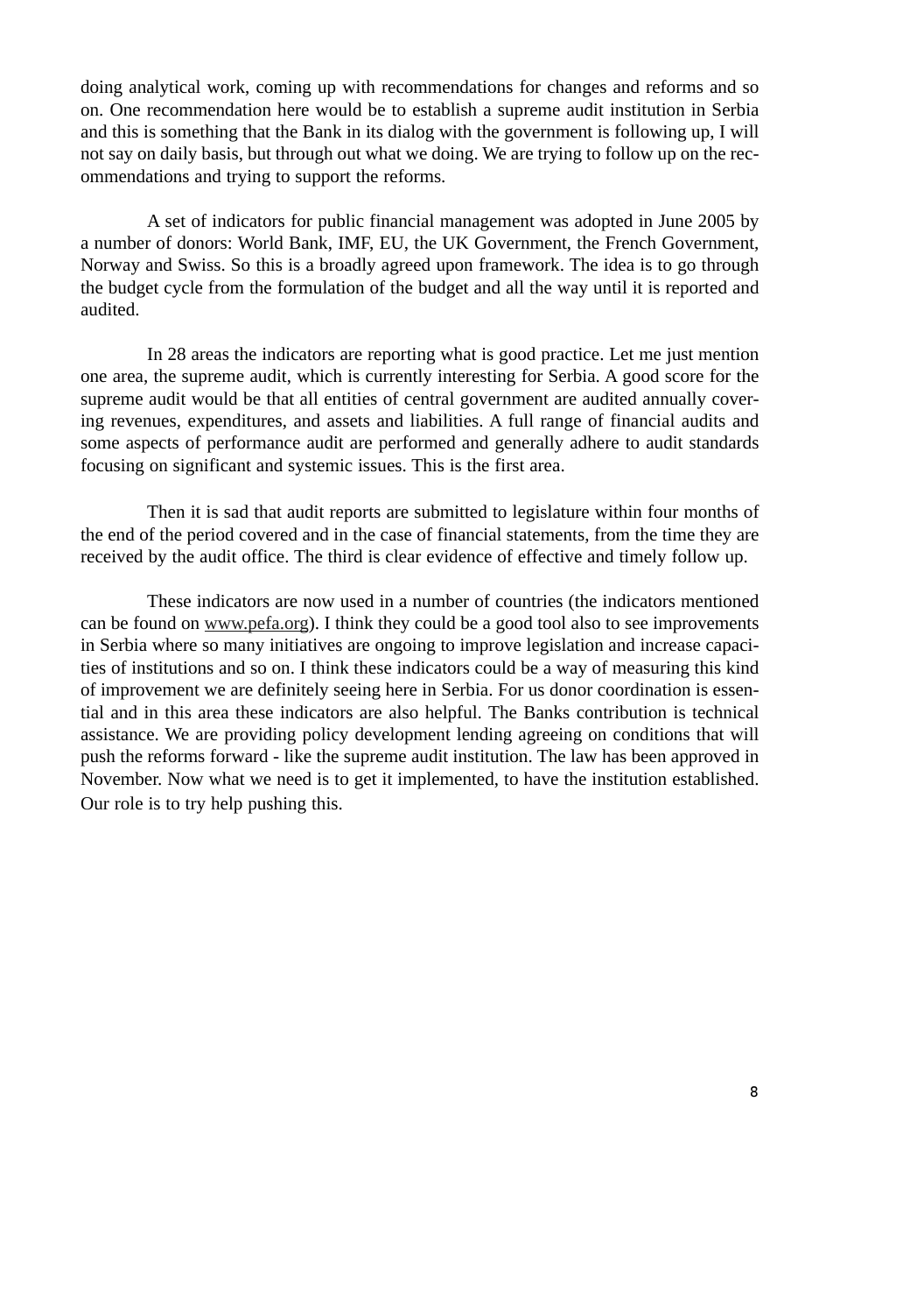doing analytical work, coming up with recommendations for changes and reforms and so on. One recommendation here would be to establish a supreme audit institution in Serbia and this is something that the Bank in its dialog with the government is following up, I will not say on daily basis, but through out what we doing. We are trying to follow up on the recommendations and trying to support the reforms.

A set of indicators for public financial management was adopted in June 2005 by a number of donors: World Bank, IMF, EU, the UK Government, the French Government, Norway and Swiss. So this is a broadly agreed upon framework. The idea is to go through the budget cycle from the formulation of the budget and all the way until it is reported and audited.

In 28 areas the indicators are reporting what is good practice. Let me just mention one area, the supreme audit, which is currently interesting for Serbia. A good score for the supreme audit would be that all entities of central government are audited annually covering revenues, expenditures, and assets and liabilities. A full range of financial audits and some aspects of performance audit are performed and generally adhere to audit standards focusing on significant and systemic issues. This is the first area.

Then it is sad that audit reports are submitted to legislature within four months of the end of the period covered and in the case of financial statements, from the time they are received by the audit office. The third is clear evidence of effective and timely follow up.

These indicators are now used in a number of countries (the indicators mentioned can be found on www.pefa.org). I think they could be a good tool also to see improvements in Serbia where so many initiatives are ongoing to improve legislation and increase capacities of institutions and so on. I think these indicators could be a way of measuring this kind of improvement we are definitely seeing here in Serbia. For us donor coordination is essential and in this area these indicators are also helpful. The Banks contribution is technical assistance. We are providing policy development lending agreeing on conditions that will push the reforms forward - like the supreme audit institution. The law has been approved in November. Now what we need is to get it implemented, to have the institution established. Our role is to try help pushing this.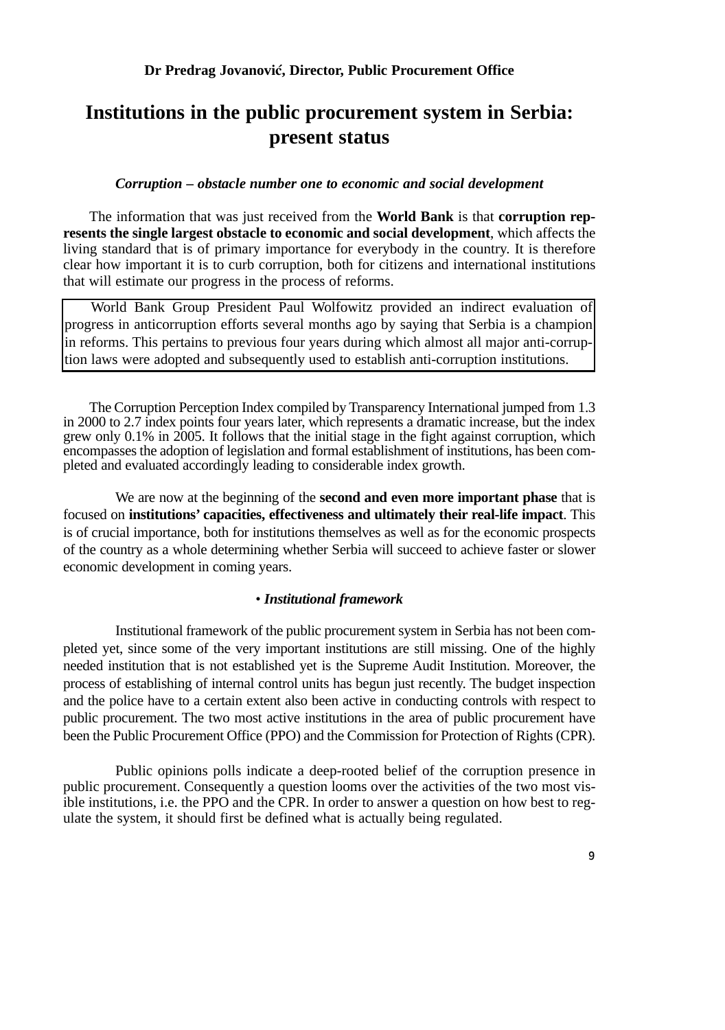**Dr Predrag Jovanović, Director, Public Procurement Office**

# Institutions in the public procurement system in Serbia: present status

***Corruption – obstacle number one to economic and social development***

The information that was just received from the **World Bank** is that **corruption represents the single largest obstacle to economic and social development**, which affects the living standard that is of primary importance for everybody in the country. It is therefore clear how important it is to curb corruption, both for citizens and international institutions that will estimate our progress in the process of reforms.

> World Bank Group President Paul Wolfowitz provided an indirect evaluation of progress in anticorruption efforts several months ago by saying that Serbia is a champion in reforms. This pertains to previous four years during which almost all major anti-corruption laws were adopted and subsequently used to establish anti-corruption institutions.

The Corruption Perception Index compiled by Transparency International jumped from 1.3 in 2000 to 2.7 index points four years later, which represents a dramatic increase, but the index grew only 0.1% in 2005. It follows that the initial stage in the fight against corruption, which encompasses the adoption of legislation and formal establishment of institutions, has been completed and evaluated accordingly leading to considerable index growth.

We are now at the beginning of the **second and even more important phase** that is focused on **institutions' capacities, effectiveness and ultimately their real-life impact**. This is of crucial importance, both for institutions themselves as well as for the economic prospects of the country as a whole determining whether Serbia will succeed to achieve faster or slower economic development in coming years.

• ***Institutional framework***

Institutional framework of the public procurement system in Serbia has not been completed yet, since some of the very important institutions are still missing. One of the highly needed institution that is not established yet is the Supreme Audit Institution. Moreover, the process of establishing of internal control units has begun just recently. The budget inspection and the police have to a certain extent also been active in conducting controls with respect to public procurement. The two most active institutions in the area of public procurement have been the Public Procurement Office (PPO) and the Commission for Protection of Rights (CPR).

Public opinions polls indicate a deep-rooted belief of the corruption presence in public procurement. Consequently a question looms over the activities of the two most visible institutions, i.e. the PPO and the CPR. In order to answer a question on how best to regulate the system, it should first be defined what is actually being regulated.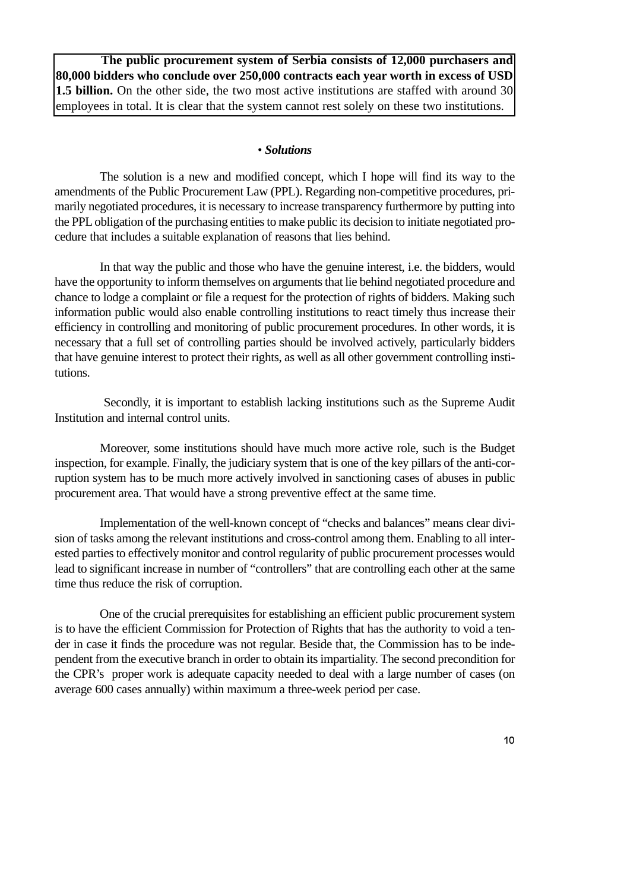**The public procurement system of Serbia consists of 12,000 purchasers and 80,000 bidders who conclude over 250,000 contracts each year worth in excess of USD 1.5 billion.** On the other side, the two most active institutions are staffed with around 30 employees in total. It is clear that the system cannot rest solely on these two institutions.

• ***Solutions***

The solution is a new and modified concept, which I hope will find its way to the amendments of the Public Procurement Law (PPL). Regarding non-competitive procedures, primarily negotiated procedures, it is necessary to increase transparency furthermore by putting into the PPL obligation of the purchasing entities to make public its decision to initiate negotiated procedure that includes a suitable explanation of reasons that lies behind.

In that way the public and those who have the genuine interest, i.e. the bidders, would have the opportunity to inform themselves on arguments that lie behind negotiated procedure and chance to lodge a complaint or file a request for the protection of rights of bidders. Making such information public would also enable controlling institutions to react timely thus increase their efficiency in controlling and monitoring of public procurement procedures. In other words, it is necessary that a full set of controlling parties should be involved actively, particularly bidders that have genuine interest to protect their rights, as well as all other government controlling institutions.

Secondly, it is important to establish lacking institutions such as the Supreme Audit Institution and internal control units.

Moreover, some institutions should have much more active role, such is the Budget inspection, for example. Finally, the judiciary system that is one of the key pillars of the anti-corruption system has to be much more actively involved in sanctioning cases of abuses in public procurement area. That would have a strong preventive effect at the same time.

Implementation of the well-known concept of “checks and balances” means clear division of tasks among the relevant institutions and cross-control among them. Enabling to all interested parties to effectively monitor and control regularity of public procurement processes would lead to significant increase in number of “controllers” that are controlling each other at the same time thus reduce the risk of corruption.

One of the crucial prerequisites for establishing an efficient public procurement system is to have the efficient Commission for Protection of Rights that has the authority to void a tender in case it finds the procedure was not regular. Beside that, the Commission has to be independent from the executive branch in order to obtain its impartiality. The second precondition for the CPR’s proper work is adequate capacity needed to deal with a large number of cases (on average 600 cases annually) within maximum a three-week period per case.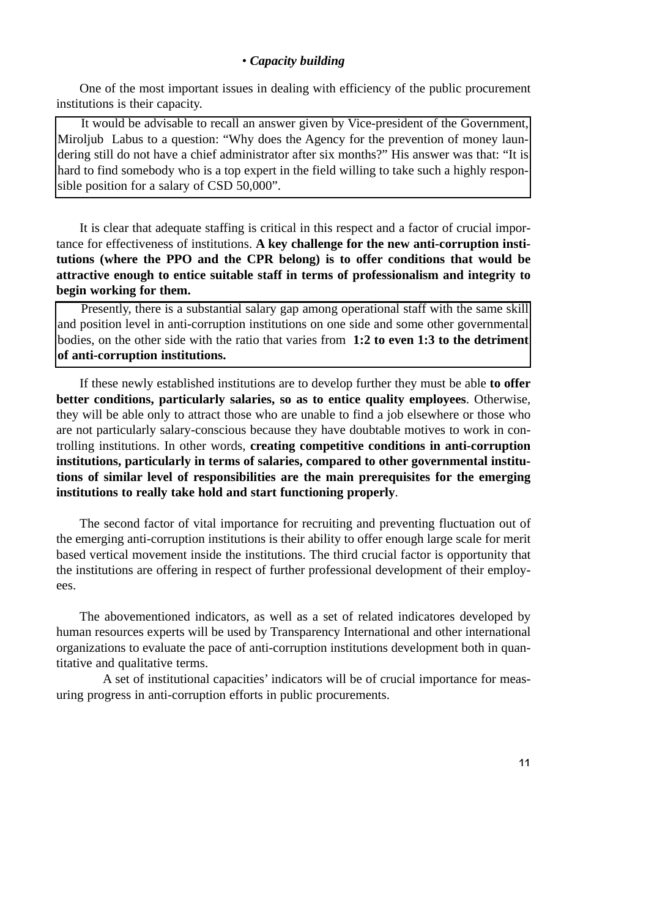• ***Capacity building***

One of the most important issues in dealing with efficiency of the public procurement institutions is their capacity.

> It would be advisable to recall an answer given by Vice-president of the Government, Miroljub Labus to a question: "Why does the Agency for the prevention of money laundering still do not have a chief administrator after six months?" His answer was that: "It is hard to find somebody who is a top expert in the field willing to take such a highly responsible position for a salary of CSD 50,000".

It is clear that adequate staffing is critical in this respect and a factor of crucial importance for effectiveness of institutions. **A key challenge for the new anti-corruption institutions (where the PPO and the CPR belong) is to offer conditions that would be attractive enough to entice suitable staff in terms of professionalism and integrity to begin working for them.**

> Presently, there is a substantial salary gap among operational staff with the same skill and position level in anti-corruption institutions on one side and some other governmental bodies, on the other side with the ratio that varies from **1:2 to even 1:3 to the detriment of anti-corruption institutions.**

If these newly established institutions are to develop further they must be able **to offer better conditions, particularly salaries, so as to entice quality employees**. Otherwise, they will be able only to attract those who are unable to find a job elsewhere or those who are not particularly salary-conscious because they have doubtable motives to work in controlling institutions. In other words, **creating competitive conditions in anti-corruption institutions, particularly in terms of salaries, compared to other governmental institutions of similar level of responsibilities are the main prerequisites for the emerging institutions to really take hold and start functioning properly**.

The second factor of vital importance for recruiting and preventing fluctuation out of the emerging anti-corruption institutions is their ability to offer enough large scale for merit based vertical movement inside the institutions. The third crucial factor is opportunity that the institutions are offering in respect of further professional development of their employees.

The abovementioned indicators, as well as a set of related indicatores developed by human resources experts will be used by Transparency International and other international organizations to evaluate the pace of anti-corruption institutions development both in quantitative and qualitative terms.

A set of institutional capacities' indicators will be of crucial importance for measuring progress in anti-corruption efforts in public procurements.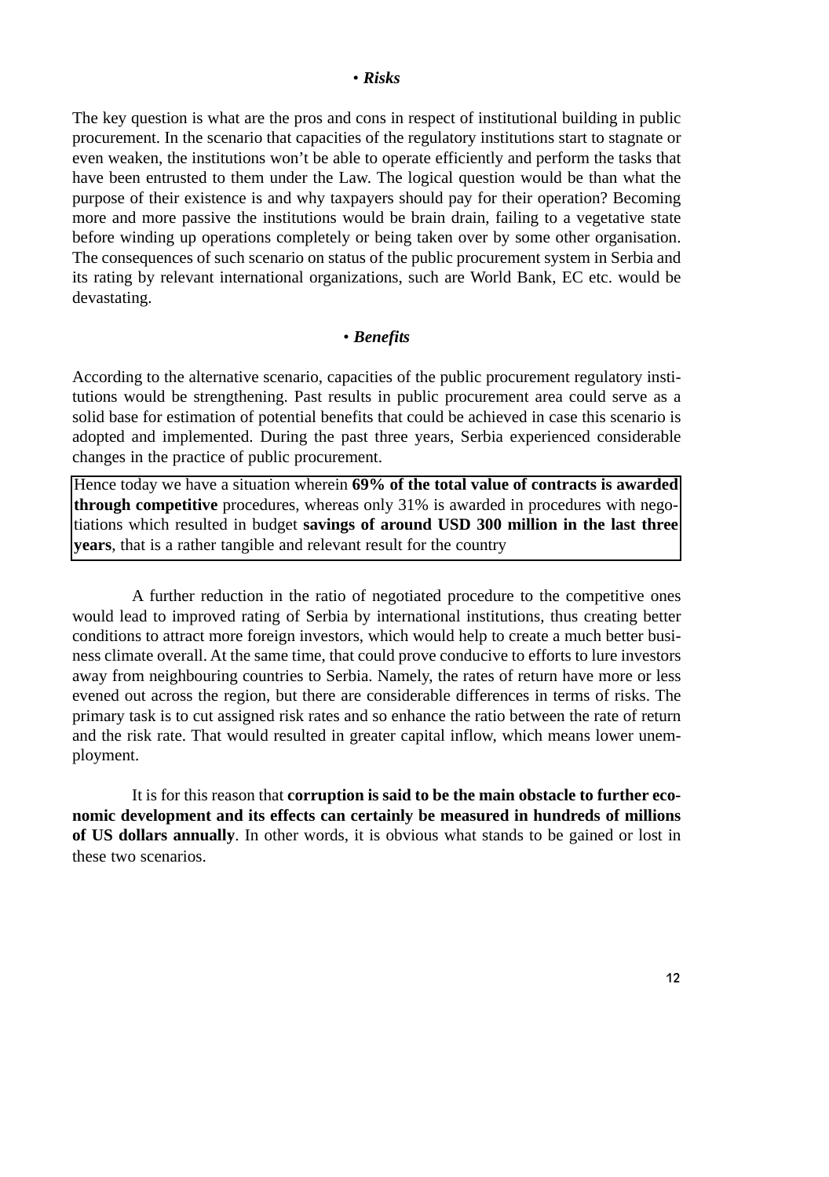### • *Risks*

The key question is what are the pros and cons in respect of institutional building in public procurement. In the scenario that capacities of the regulatory institutions start to stagnate or even weaken, the institutions won't be able to operate efficiently and perform the tasks that have been entrusted to them under the Law. The logical question would be than what the purpose of their existence is and why taxpayers should pay for their operation? Becoming more and more passive the institutions would be brain drain, failing to a vegetative state before winding up operations completely or being taken over by some other organisation. The consequences of such scenario on status of the public procurement system in Serbia and its rating by relevant international organizations, such are World Bank, EC etc. would be devastating.

### • *Benefits*

According to the alternative scenario, capacities of the public procurement regulatory institutions would be strengthening. Past results in public procurement area could serve as a solid base for estimation of potential benefits that could be achieved in case this scenario is adopted and implemented. During the past three years, Serbia experienced considerable changes in the practice of public procurement.

Hence today we have a situation wherein **69% of the total value of contracts is awarded through competitive** procedures, whereas only 31% is awarded in procedures with negotiations which resulted in budget **savings of around USD 300 million in the last three years**, that is a rather tangible and relevant result for the country

A further reduction in the ratio of negotiated procedure to the competitive ones would lead to improved rating of Serbia by international institutions, thus creating better conditions to attract more foreign investors, which would help to create a much better business climate overall. At the same time, that could prove conducive to efforts to lure investors away from neighbouring countries to Serbia. Namely, the rates of return have more or less evened out across the region, but there are considerable differences in terms of risks. The primary task is to cut assigned risk rates and so enhance the ratio between the rate of return and the risk rate. That would resulted in greater capital inflow, which means lower unemployment.

It is for this reason that **corruption is said to be the main obstacle to further economic development and its effects can certainly be measured in hundreds of millions of US dollars annually**. In other words, it is obvious what stands to be gained or lost in these two scenarios.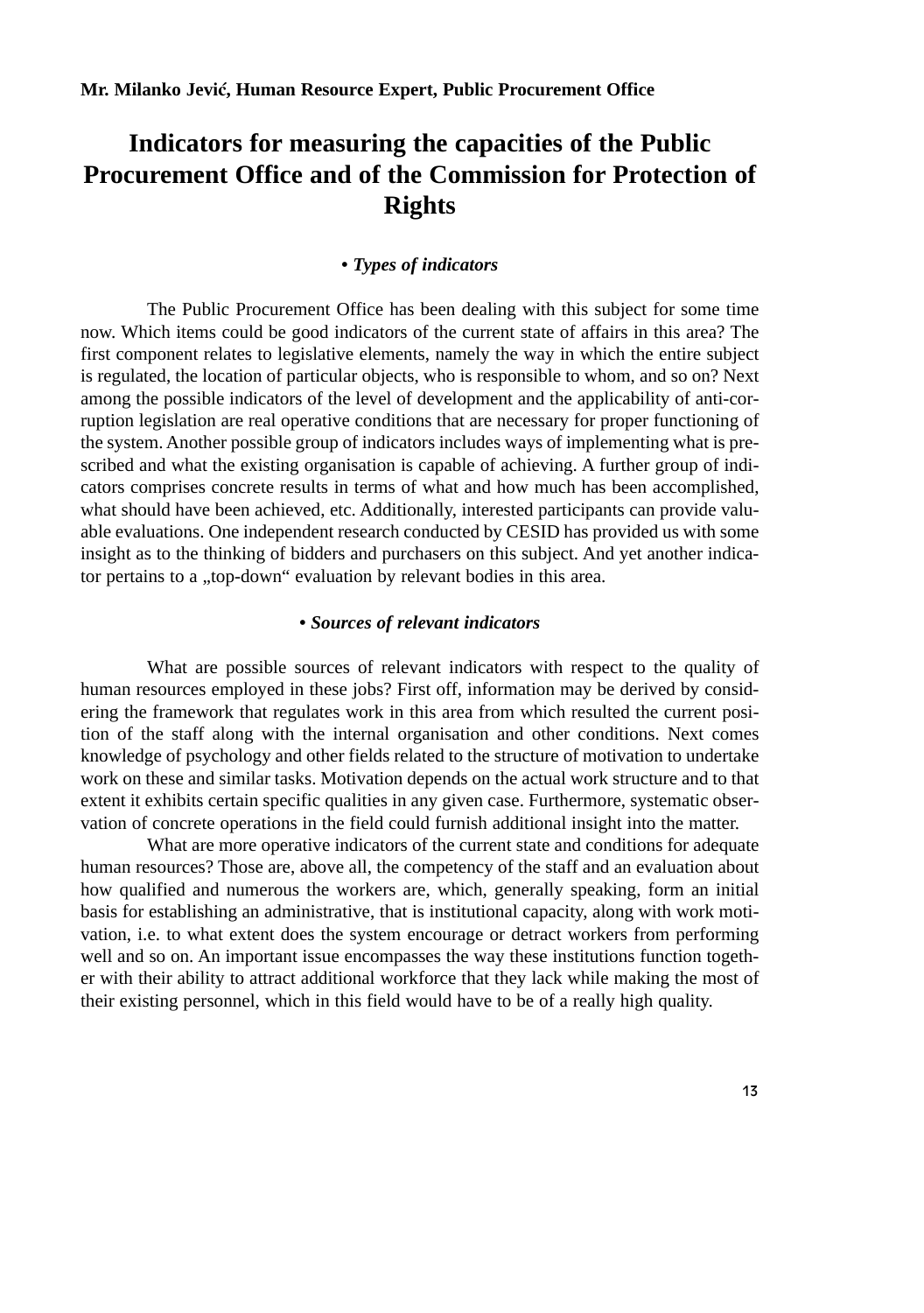**Mr. Milanko Jević, Human Resource Expert, Public Procurement Office**

# Indicators for measuring the capacities of the Public Procurement Office and of the Commission for Protection of Rights

### • *Types of indicators*

The Public Procurement Office has been dealing with this subject for some time now. Which items could be good indicators of the current state of affairs in this area? The first component relates to legislative elements, namely the way in which the entire subject is regulated, the location of particular objects, who is responsible to whom, and so on? Next among the possible indicators of the level of development and the applicability of anti-corruption legislation are real operative conditions that are necessary for proper functioning of the system. Another possible group of indicators includes ways of implementing what is prescribed and what the existing organisation is capable of achieving. A further group of indicators comprises concrete results in terms of what and how much has been accomplished, what should have been achieved, etc. Additionally, interested participants can provide valuable evaluations. One independent research conducted by CESID has provided us with some insight as to the thinking of bidders and purchasers on this subject. And yet another indicator pertains to a „top-down" evaluation by relevant bodies in this area.

### • *Sources of relevant indicators*

What are possible sources of relevant indicators with respect to the quality of human resources employed in these jobs? First off, information may be derived by considering the framework that regulates work in this area from which resulted the current position of the staff along with the internal organisation and other conditions. Next comes knowledge of psychology and other fields related to the structure of motivation to undertake work on these and similar tasks. Motivation depends on the actual work structure and to that extent it exhibits certain specific qualities in any given case. Furthermore, systematic observation of concrete operations in the field could furnish additional insight into the matter.

What are more operative indicators of the current state and conditions for adequate human resources? Those are, above all, the competency of the staff and an evaluation about how qualified and numerous the workers are, which, generally speaking, form an initial basis for establishing an administrative, that is institutional capacity, along with work motivation, i.e. to what extent does the system encourage or detract workers from performing well and so on. An important issue encompasses the way these institutions function together with their ability to attract additional workforce that they lack while making the most of their existing personnel, which in this field would have to be of a really high quality.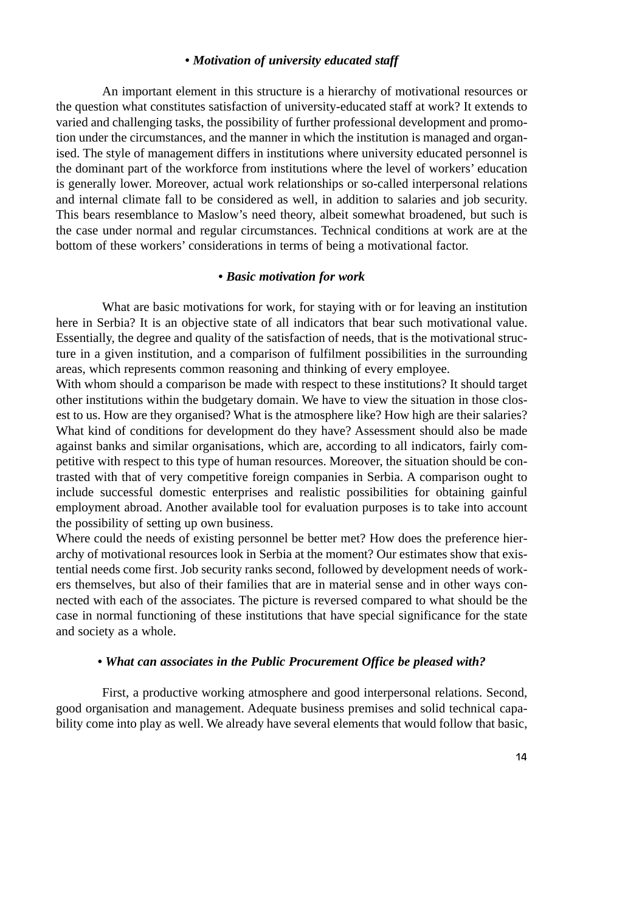### • *Motivation of university educated staff*

An important element in this structure is a hierarchy of motivational resources or the question what constitutes satisfaction of university-educated staff at work? It extends to varied and challenging tasks, the possibility of further professional development and promotion under the circumstances, and the manner in which the institution is managed and organised. The style of management differs in institutions where university educated personnel is the dominant part of the workforce from institutions where the level of workers' education is generally lower. Moreover, actual work relationships or so-called interpersonal relations and internal climate fall to be considered as well, in addition to salaries and job security. This bears resemblance to Maslow's need theory, albeit somewhat broadened, but such is the case under normal and regular circumstances. Technical conditions at work are at the bottom of these workers' considerations in terms of being a motivational factor.

### • *Basic motivation for work*

What are basic motivations for work, for staying with or for leaving an institution here in Serbia? It is an objective state of all indicators that bear such motivational value. Essentially, the degree and quality of the satisfaction of needs, that is the motivational structure in a given institution, and a comparison of fulfilment possibilities in the surrounding areas, which represents common reasoning and thinking of every employee.

With whom should a comparison be made with respect to these institutions? It should target other institutions within the budgetary domain. We have to view the situation in those closest to us. How are they organised? What is the atmosphere like? How high are their salaries? What kind of conditions for development do they have? Assessment should also be made against banks and similar organisations, which are, according to all indicators, fairly competitive with respect to this type of human resources. Moreover, the situation should be contrasted with that of very competitive foreign companies in Serbia. A comparison ought to include successful domestic enterprises and realistic possibilities for obtaining gainful employment abroad. Another available tool for evaluation purposes is to take into account the possibility of setting up own business.

Where could the needs of existing personnel be better met? How does the preference hierarchy of motivational resources look in Serbia at the moment? Our estimates show that existential needs come first. Job security ranks second, followed by development needs of workers themselves, but also of their families that are in material sense and in other ways connected with each of the associates. The picture is reversed compared to what should be the case in normal functioning of these institutions that have special significance for the state and society as a whole.

### • *What can associates in the Public Procurement Office be pleased with?*

First, a productive working atmosphere and good interpersonal relations. Second, good organisation and management. Adequate business premises and solid technical capability come into play as well. We already have several elements that would follow that basic,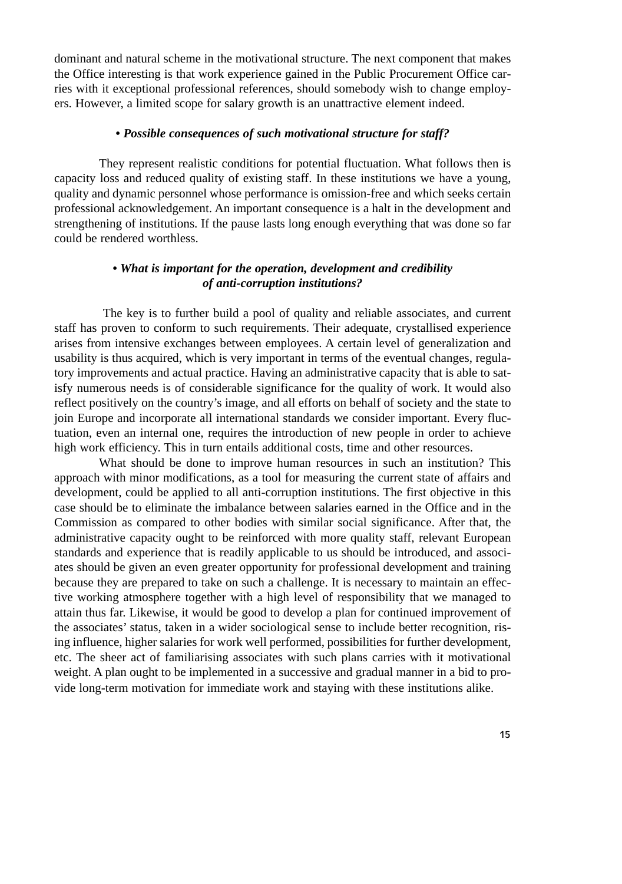dominant and natural scheme in the motivational structure. The next component that makes the Office interesting is that work experience gained in the Public Procurement Office carries with it exceptional professional references, should somebody wish to change employers. However, a limited scope for salary growth is an unattractive element indeed.

### • *Possible consequences of such motivational structure for staff?*

They represent realistic conditions for potential fluctuation. What follows then is capacity loss and reduced quality of existing staff. In these institutions we have a young, quality and dynamic personnel whose performance is omission-free and which seeks certain professional acknowledgement. An important consequence is a halt in the development and strengthening of institutions. If the pause lasts long enough everything that was done so far could be rendered worthless.

### • *What is important for the operation, development and credibility of anti-corruption institutions?*

The key is to further build a pool of quality and reliable associates, and current staff has proven to conform to such requirements. Their adequate, crystallised experience arises from intensive exchanges between employees. A certain level of generalization and usability is thus acquired, which is very important in terms of the eventual changes, regulatory improvements and actual practice. Having an administrative capacity that is able to satisfy numerous needs is of considerable significance for the quality of work. It would also reflect positively on the country's image, and all efforts on behalf of society and the state to join Europe and incorporate all international standards we consider important. Every fluctuation, even an internal one, requires the introduction of new people in order to achieve high work efficiency. This in turn entails additional costs, time and other resources.

What should be done to improve human resources in such an institution? This approach with minor modifications, as a tool for measuring the current state of affairs and development, could be applied to all anti-corruption institutions. The first objective in this case should be to eliminate the imbalance between salaries earned in the Office and in the Commission as compared to other bodies with similar social significance. After that, the administrative capacity ought to be reinforced with more quality staff, relevant European standards and experience that is readily applicable to us should be introduced, and associates should be given an even greater opportunity for professional development and training because they are prepared to take on such a challenge. It is necessary to maintain an effective working atmosphere together with a high level of responsibility that we managed to attain thus far. Likewise, it would be good to develop a plan for continued improvement of the associates' status, taken in a wider sociological sense to include better recognition, rising influence, higher salaries for work well performed, possibilities for further development, etc. The sheer act of familiarising associates with such plans carries with it motivational weight. A plan ought to be implemented in a successive and gradual manner in a bid to provide long-term motivation for immediate work and staying with these institutions alike.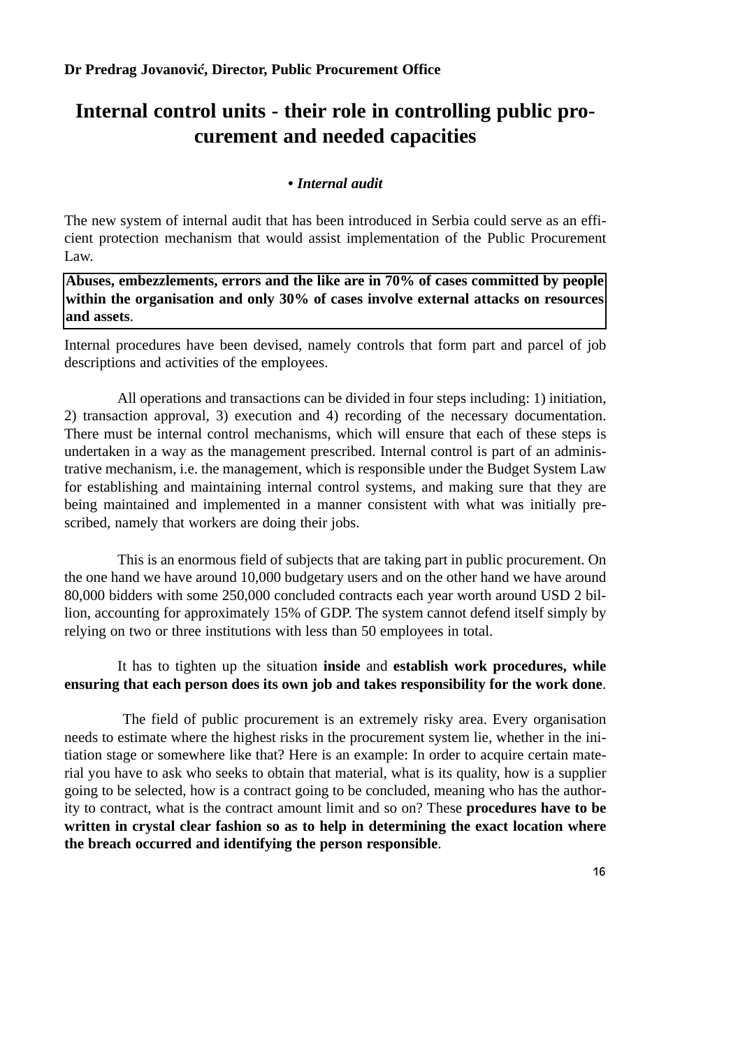**Dr Predrag Jovanović, Director, Public Procurement Office**

# Internal control units - their role in controlling public procurement and needed capacities

**• *Internal audit***

The new system of internal audit that has been introduced in Serbia could serve as an efficient protection mechanism that would assist implementation of the Public Procurement Law.

**Abuses, embezzlements, errors and the like are in 70% of cases committed by people within the organisation and only 30% of cases involve external attacks on resources and assets**.

Internal procedures have been devised, namely controls that form part and parcel of job descriptions and activities of the employees.

All operations and transactions can be divided in four steps including: 1) initiation, 2) transaction approval, 3) execution and 4) recording of the necessary documentation. There must be internal control mechanisms, which will ensure that each of these steps is undertaken in a way as the management prescribed. Internal control is part of an administrative mechanism, i.e. the management, which is responsible under the Budget System Law for establishing and maintaining internal control systems, and making sure that they are being maintained and implemented in a manner consistent with what was initially prescribed, namely that workers are doing their jobs.

This is an enormous field of subjects that are taking part in public procurement. On the one hand we have around 10,000 budgetary users and on the other hand we have around 80,000 bidders with some 250,000 concluded contracts each year worth around USD 2 billion, accounting for approximately 15% of GDP. The system cannot defend itself simply by relying on two or three institutions with less than 50 employees in total.

It has to tighten up the situation **inside** and **establish work procedures, while ensuring that each person does its own job and takes responsibility for the work done**.

The field of public procurement is an extremely risky area. Every organisation needs to estimate where the highest risks in the procurement system lie, whether in the initiation stage or somewhere like that? Here is an example: In order to acquire certain material you have to ask who seeks to obtain that material, what is its quality, how is a supplier going to be selected, how is a contract going to be concluded, meaning who has the authority to contract, what is the contract amount limit and so on? These **procedures have to be written in crystal clear fashion so as to help in determining the exact location where the breach occurred and identifying the person responsible**.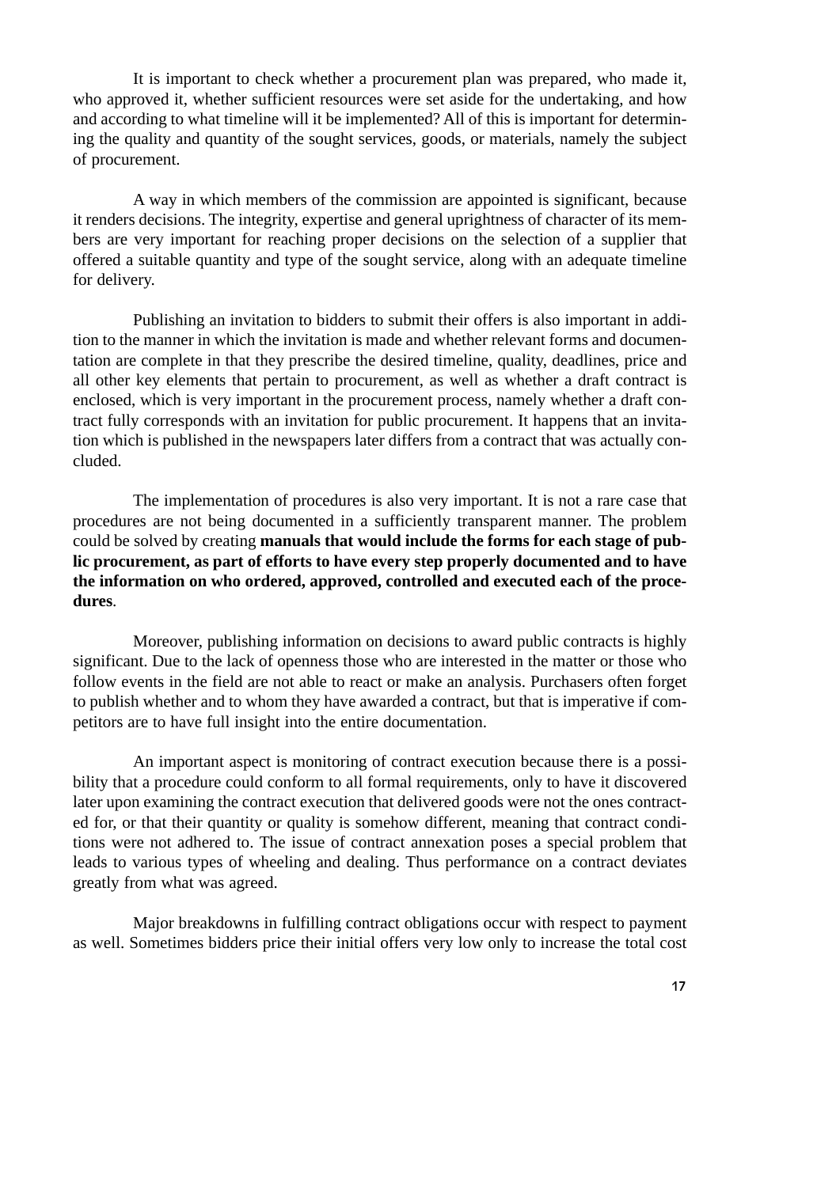It is important to check whether a procurement plan was prepared, who made it, who approved it, whether sufficient resources were set aside for the undertaking, and how and according to what timeline will it be implemented? All of this is important for determining the quality and quantity of the sought services, goods, or materials, namely the subject of procurement.

A way in which members of the commission are appointed is significant, because it renders decisions. The integrity, expertise and general uprightness of character of its members are very important for reaching proper decisions on the selection of a supplier that offered a suitable quantity and type of the sought service, along with an adequate timeline for delivery.

Publishing an invitation to bidders to submit their offers is also important in addition to the manner in which the invitation is made and whether relevant forms and documentation are complete in that they prescribe the desired timeline, quality, deadlines, price and all other key elements that pertain to procurement, as well as whether a draft contract is enclosed, which is very important in the procurement process, namely whether a draft contract fully corresponds with an invitation for public procurement. It happens that an invitation which is published in the newspapers later differs from a contract that was actually concluded.

The implementation of procedures is also very important. It is not a rare case that procedures are not being documented in a sufficiently transparent manner. The problem could be solved by creating **manuals that would include the forms for each stage of public procurement, as part of efforts to have every step properly documented and to have the information on who ordered, approved, controlled and executed each of the procedures**.

Moreover, publishing information on decisions to award public contracts is highly significant. Due to the lack of openness those who are interested in the matter or those who follow events in the field are not able to react or make an analysis. Purchasers often forget to publish whether and to whom they have awarded a contract, but that is imperative if competitors are to have full insight into the entire documentation.

An important aspect is monitoring of contract execution because there is a possibility that a procedure could conform to all formal requirements, only to have it discovered later upon examining the contract execution that delivered goods were not the ones contracted for, or that their quantity or quality is somehow different, meaning that contract conditions were not adhered to. The issue of contract annexation poses a special problem that leads to various types of wheeling and dealing. Thus performance on a contract deviates greatly from what was agreed.

Major breakdowns in fulfilling contract obligations occur with respect to payment as well. Sometimes bidders price their initial offers very low only to increase the total cost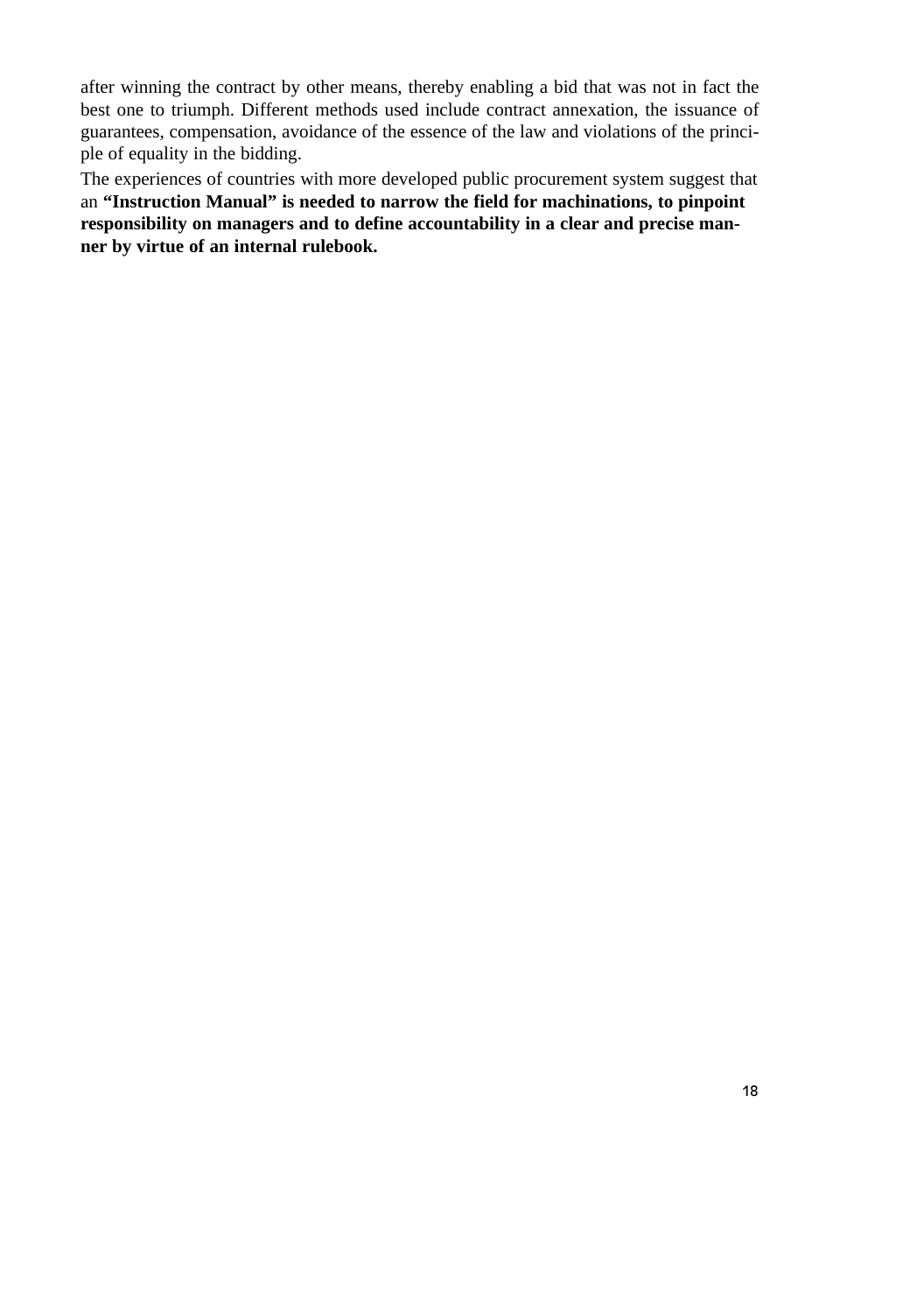after winning the contract by other means, thereby enabling a bid that was not in fact the best one to triumph. Different methods used include contract annexation, the issuance of guarantees, compensation, avoidance of the essence of the law and violations of the principle of equality in the bidding.

The experiences of countries with more developed public procurement system suggest that an **"Instruction Manual" is needed to narrow the field for machinations, to pinpoint responsibility on managers and to define accountability in a clear and precise manner by virtue of an internal rulebook.**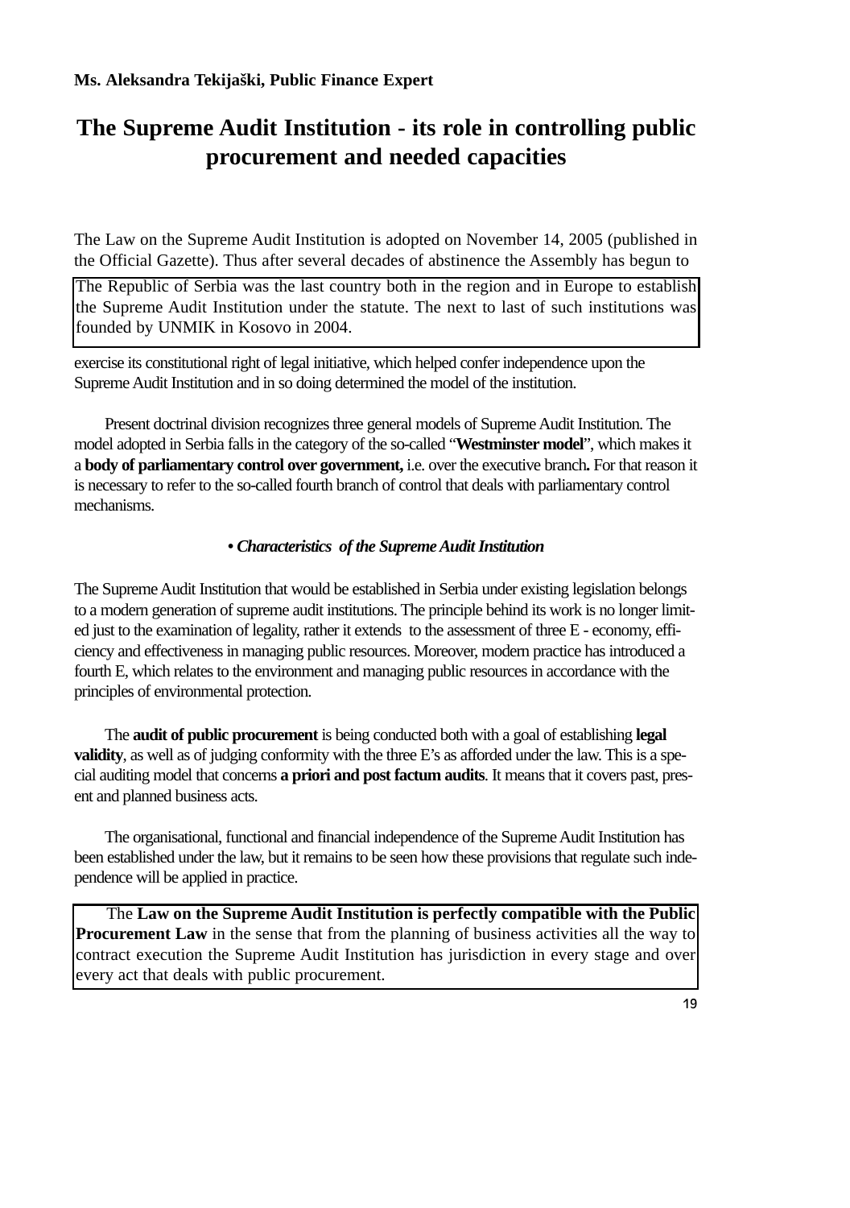**Ms. Aleksandra Tekijaški, Public Finance Expert**

# The Supreme Audit Institution - its role in controlling public procurement and needed capacities

The Law on the Supreme Audit Institution is adopted on November 14, 2005 (published in the Official Gazette). Thus after several decades of abstinence the Assembly has begun to

> The Republic of Serbia was the last country both in the region and in Europe to establish the Supreme Audit Institution under the statute. The next to last of such institutions was founded by UNMIK in Kosovo in 2004.

exercise its constitutional right of legal initiative, which helped confer independence upon the Supreme Audit Institution and in so doing determined the model of the institution.

Present doctrinal division recognizes three general models of Supreme Audit Institution. The model adopted in Serbia falls in the category of the so-called "**Westminster model**", which makes it a **body of parliamentary control over government,** i.e. over the executive branch**.** For that reason it is necessary to refer to the so-called fourth branch of control that deals with parliamentary control mechanisms.

**• *Characteristics of the Supreme Audit Institution***

The Supreme Audit Institution that would be established in Serbia under existing legislation belongs to a modern generation of supreme audit institutions. The principle behind its work is no longer limited just to the examination of legality, rather it extends to the assessment of three E - economy, efficiency and effectiveness in managing public resources. Moreover, modern practice has introduced a fourth E, which relates to the environment and managing public resources in accordance with the principles of environmental protection.

The **audit of public procurement** is being conducted both with a goal of establishing **legal validity**, as well as of judging conformity with the three E's as afforded under the law. This is a special auditing model that concerns **a priori and post factum audits**. It means that it covers past, present and planned business acts.

The organisational, functional and financial independence of the Supreme Audit Institution has been established under the law, but it remains to be seen how these provisions that regulate such independence will be applied in practice.

> The **Law on the Supreme Audit Institution is perfectly compatible with the Public Procurement Law** in the sense that from the planning of business activities all the way to contract execution the Supreme Audit Institution has jurisdiction in every stage and over every act that deals with public procurement.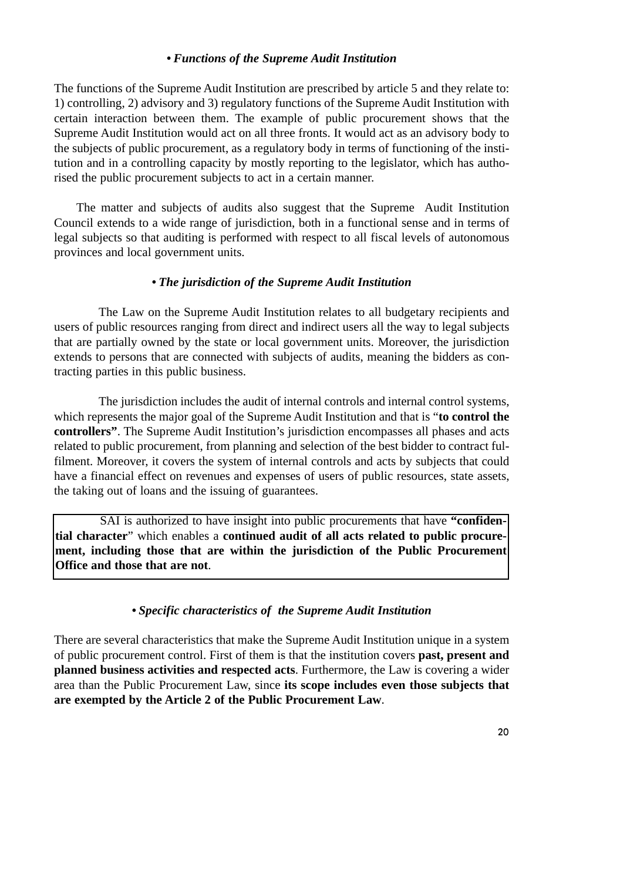### • *Functions of the Supreme Audit Institution*

The functions of the Supreme Audit Institution are prescribed by article 5 and they relate to: 1) controlling, 2) advisory and 3) regulatory functions of the Supreme Audit Institution with certain interaction between them. The example of public procurement shows that the Supreme Audit Institution would act on all three fronts. It would act as an advisory body to the subjects of public procurement, as a regulatory body in terms of functioning of the institution and in a controlling capacity by mostly reporting to the legislator, which has authorised the public procurement subjects to act in a certain manner.

The matter and subjects of audits also suggest that the Supreme Audit Institution Council extends to a wide range of jurisdiction, both in a functional sense and in terms of legal subjects so that auditing is performed with respect to all fiscal levels of autonomous provinces and local government units.

### • *The jurisdiction of the Supreme Audit Institution*

The Law on the Supreme Audit Institution relates to all budgetary recipients and users of public resources ranging from direct and indirect users all the way to legal subjects that are partially owned by the state or local government units. Moreover, the jurisdiction extends to persons that are connected with subjects of audits, meaning the bidders as contracting parties in this public business.

The jurisdiction includes the audit of internal controls and internal control systems, which represents the major goal of the Supreme Audit Institution and that is "**to control the controllers"**. The Supreme Audit Institution's jurisdiction encompasses all phases and acts related to public procurement, from planning and selection of the best bidder to contract fulfilment. Moreover, it covers the system of internal controls and acts by subjects that could have a financial effect on revenues and expenses of users of public resources, state assets, the taking out of loans and the issuing of guarantees.

SAI is authorized to have insight into public procurements that have **"confidential character**" which enables a **continued audit of all acts related to public procurement, including those that are within the jurisdiction of the Public Procurement Office and those that are not**.

### • *Specific characteristics of the Supreme Audit Institution*

There are several characteristics that make the Supreme Audit Institution unique in a system of public procurement control. First of them is that the institution covers **past, present and planned business activities and respected acts**. Furthermore, the Law is covering a wider area than the Public Procurement Law, since **its scope includes even those subjects that are exempted by the Article 2 of the Public Procurement Law**.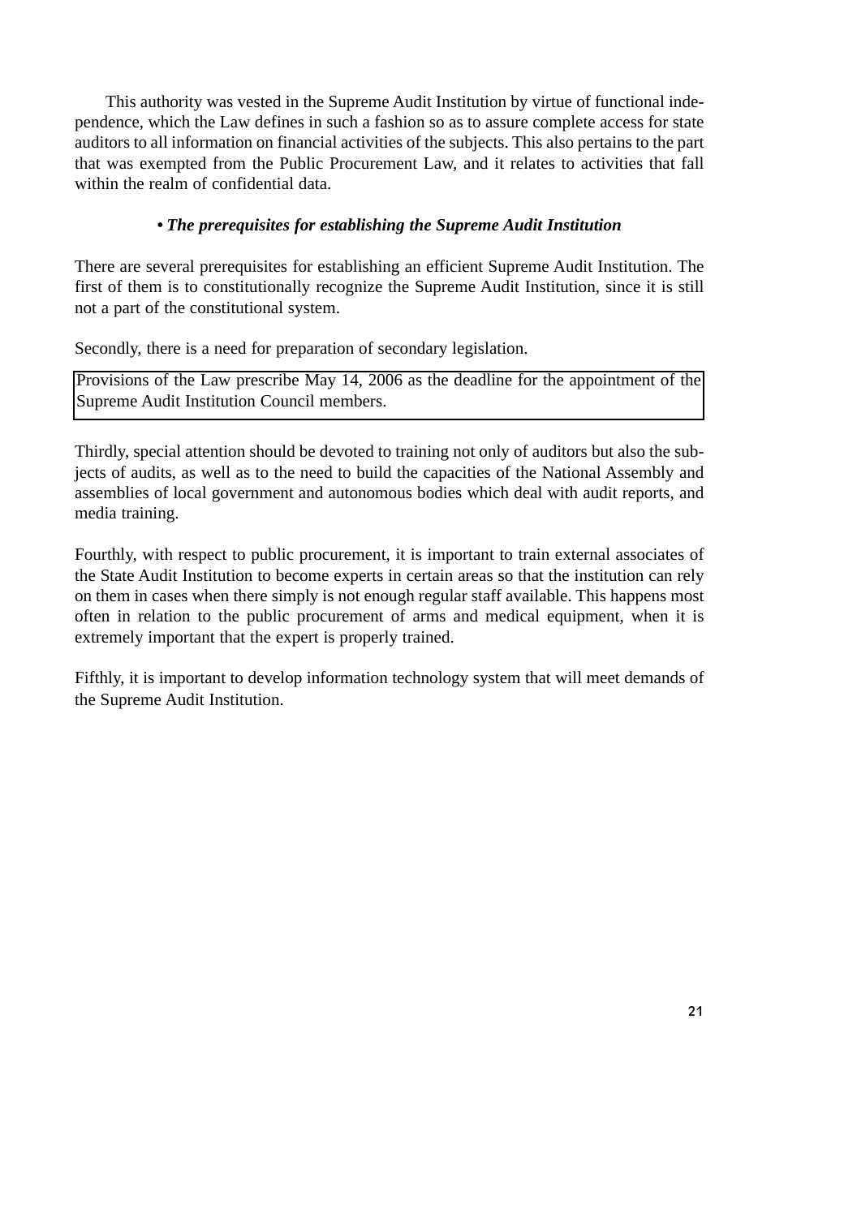This authority was vested in the Supreme Audit Institution by virtue of functional independence, which the Law defines in such a fashion so as to assure complete access for state auditors to all information on financial activities of the subjects. This also pertains to the part that was exempted from the Public Procurement Law, and it relates to activities that fall within the realm of confidential data.

### • *The prerequisites for establishing the Supreme Audit Institution*

There are several prerequisites for establishing an efficient Supreme Audit Institution. The first of them is to constitutionally recognize the Supreme Audit Institution, since it is still not a part of the constitutional system.

Secondly, there is a need for preparation of secondary legislation.

Provisions of the Law prescribe May 14, 2006 as the deadline for the appointment of the Supreme Audit Institution Council members.

Thirdly, special attention should be devoted to training not only of auditors but also the subjects of audits, as well as to the need to build the capacities of the National Assembly and assemblies of local government and autonomous bodies which deal with audit reports, and media training.

Fourthly, with respect to public procurement, it is important to train external associates of the State Audit Institution to become experts in certain areas so that the institution can rely on them in cases when there simply is not enough regular staff available. This happens most often in relation to the public procurement of arms and medical equipment, when it is extremely important that the expert is properly trained.

Fifthly, it is important to develop information technology system that will meet demands of the Supreme Audit Institution.